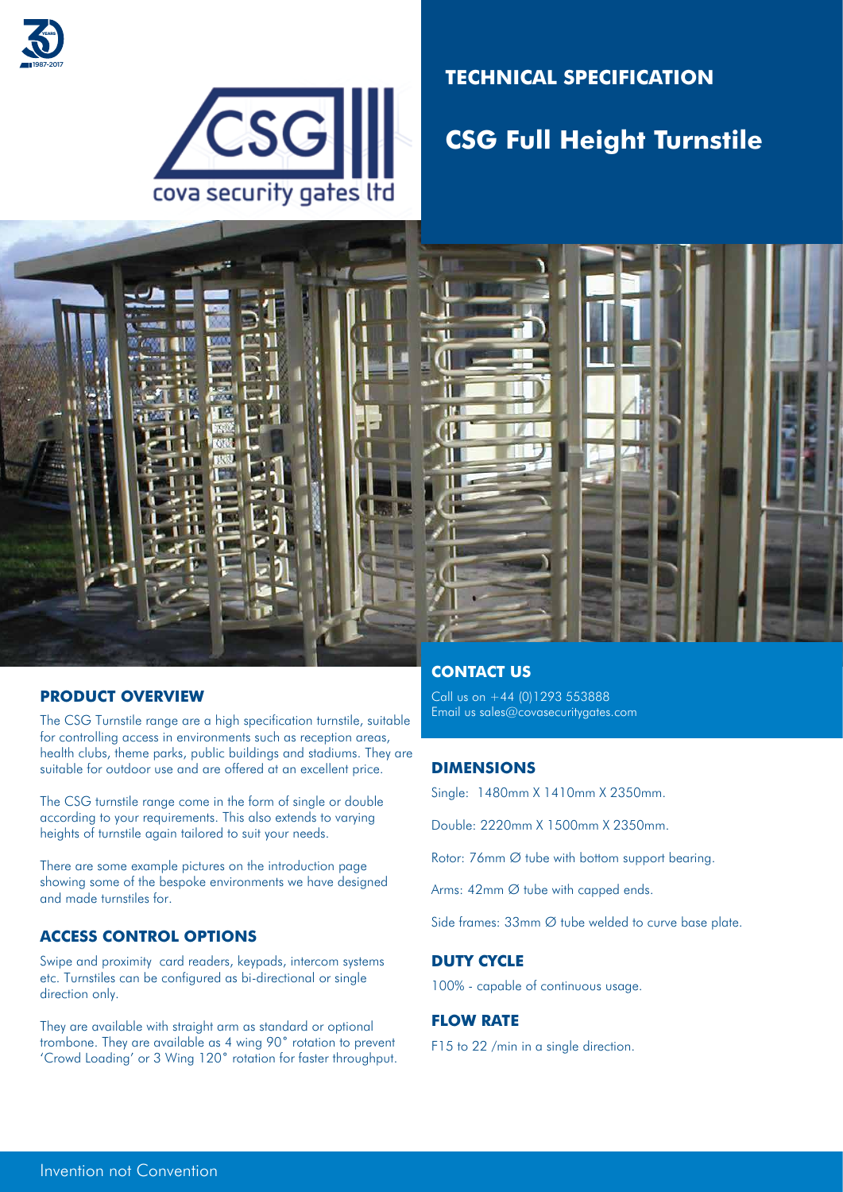# TECHNICAL SPECIFICATION

# CSG Full Height Turnstile

## CONTACT US

Call us on +44 (0)1293 553888
Email us sales@covasecuritygates.com

## PRODUCT OVERVIEW

The CSG Turnstile range are a high specification turnstile, suitable for controlling access in environments such as reception areas, health clubs, theme parks, public buildings and stadiums. They are suitable for outdoor use and are offered at an excellent price.

The CSG turnstile range come in the form of single or double according to your requirements. This also extends to varying heights of turnstile again tailored to suit your needs.

There are some example pictures on the introduction page showing some of the bespoke environments we have designed and made turnstiles for.

## ACCESS CONTROL OPTIONS

Swipe and proximity card readers, keypads, intercom systems etc. Turnstiles can be configured as bi-directional or single direction only.

They are available with straight arm as standard or optional trombone. They are available as 4 wing 90° rotation to prevent 'Crowd Loading' or 3 Wing 120° rotation for faster throughput.

## DIMENSIONS

Single: 1480mm X 1410mm X 2350mm.

Double: 2220mm X 1500mm X 2350mm.

Rotor: 76mm Ø tube with bottom support bearing.

Arms: 42mm Ø tube with capped ends.

Side frames: 33mm Ø tube welded to curve base plate.

## DUTY CYCLE

100% - capable of continuous usage.

## FLOW RATE

F15 to 22 /min in a single direction.

Invention not Convention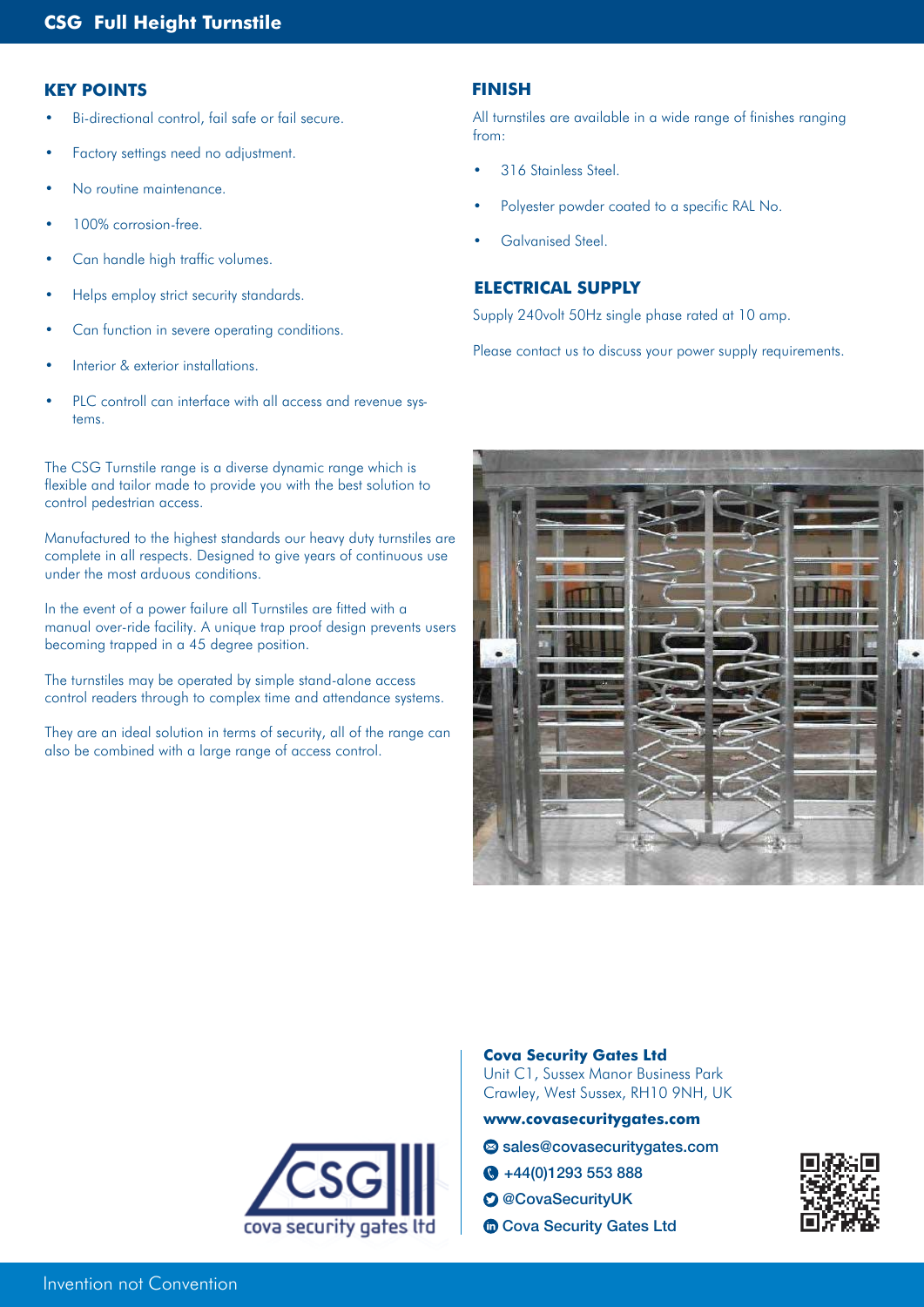# CSG Full Height Turnstile

## KEY POINTS

- Bi-directional control, fail safe or fail secure.
- Factory settings need no adjustment.
- No routine maintenance.
- 100% corrosion-free.
- Can handle high traffic volumes.
- Helps employ strict security standards.
- Can function in severe operating conditions.
- Interior & exterior installations.
- PLC controll can interface with all access and revenue systems.

The CSG Turnstile range is a diverse dynamic range which is flexible and tailor made to provide you with the best solution to control pedestrian access.

Manufactured to the highest standards our heavy duty turnstiles are complete in all respects. Designed to give years of continuous use under the most arduous conditions.

In the event of a power failure all Turnstiles are fitted with a manual over-ride facility. A unique trap proof design prevents users becoming trapped in a 45 degree position.

The turnstiles may be operated by simple stand-alone access control readers through to complex time and attendance systems.

They are an ideal solution in terms of security, all of the range can also be combined with a large range of access control.

## FINISH

All turnstiles are available in a wide range of finishes ranging from:

- 316 Stainless Steel.
- Polyester powder coated to a specific RAL No.
- Galvanised Steel.

## ELECTRICAL SUPPLY

Supply 240volt 50Hz single phase rated at 10 amp.

Please contact us to discuss your power supply requirements.

**Cova Security Gates Ltd**
Unit C1, Sussex Manor Business Park
Crawley, West Sussex, RH10 9NH, UK

**www.covasecuritygates.com**

sales@covasecuritygates.com
+44(0)1293 553 888
@CovaSecurityUK
Cova Security Gates Ltd

CSG cova security gates ltd

Invention not Convention